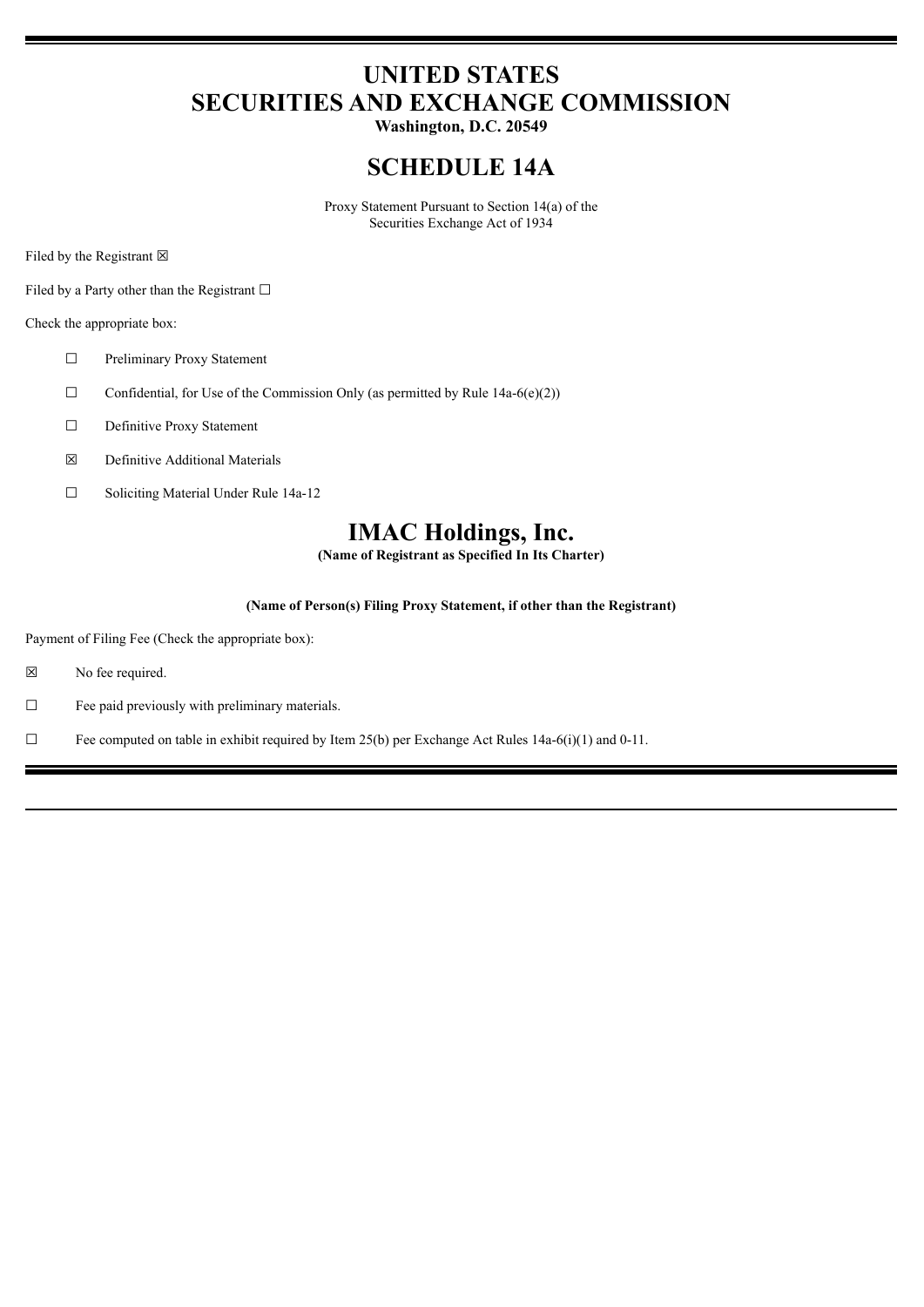# UNITED STATES
# SECURITIES AND EXCHANGE COMMISSION

**Washington, D.C. 20549**

# SCHEDULE 14A

Proxy Statement Pursuant to Section 14(a) of the
Securities Exchange Act of 1934

Filed by the Registrant ☒

Filed by a Party other than the Registrant ☐

Check the appropriate box:

☐ Preliminary Proxy Statement

☐ Confidential, for Use of the Commission Only (as permitted by Rule 14a-6(e)(2))

☐ Definitive Proxy Statement

☒ Definitive Additional Materials

☐ Soliciting Material Under Rule 14a-12

# IMAC Holdings, Inc.

**(Name of Registrant as Specified In Its Charter)**

**(Name of Person(s) Filing Proxy Statement, if other than the Registrant)**

Payment of Filing Fee (Check the appropriate box):

☒ No fee required.

☐ Fee paid previously with preliminary materials.

☐ Fee computed on table in exhibit required by Item 25(b) per Exchange Act Rules 14a-6(i)(1) and 0-11.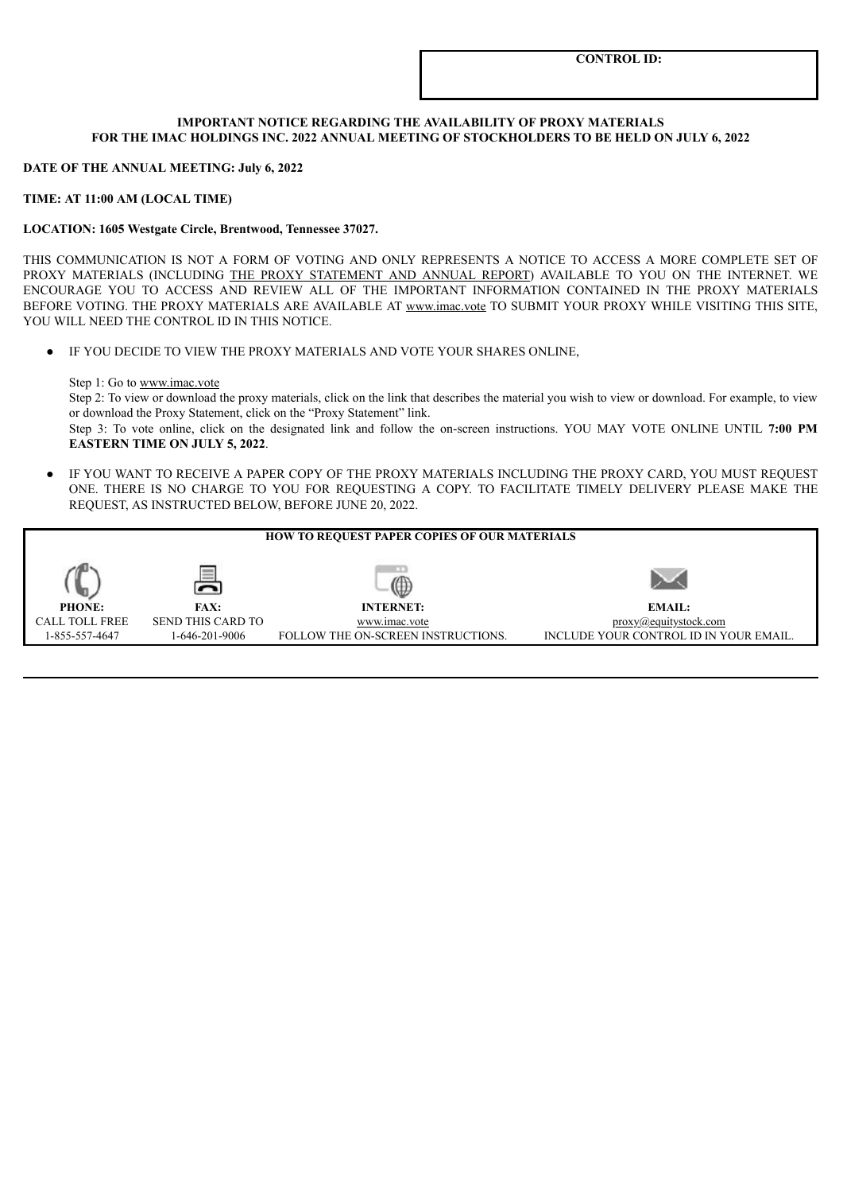| CONTROL ID: |
| --- |
| |

**IMPORTANT NOTICE REGARDING THE AVAILABILITY OF PROXY MATERIALS FOR THE IMAC HOLDINGS INC. 2022 ANNUAL MEETING OF STOCKHOLDERS TO BE HELD ON JULY 6, 2022**

**DATE OF THE ANNUAL MEETING: July 6, 2022**

**TIME: AT 11:00 AM (LOCAL TIME)**

**LOCATION: 1605 Westgate Circle, Brentwood, Tennessee 37027.**

THIS COMMUNICATION IS NOT A FORM OF VOTING AND ONLY REPRESENTS A NOTICE TO ACCESS A MORE COMPLETE SET OF PROXY MATERIALS (INCLUDING THE PROXY STATEMENT AND ANNUAL REPORT) AVAILABLE TO YOU ON THE INTERNET. WE ENCOURAGE YOU TO ACCESS AND REVIEW ALL OF THE IMPORTANT INFORMATION CONTAINED IN THE PROXY MATERIALS BEFORE VOTING. THE PROXY MATERIALS ARE AVAILABLE AT www.imac.vote TO SUBMIT YOUR PROXY WHILE VISITING THIS SITE, YOU WILL NEED THE CONTROL ID IN THIS NOTICE.

- IF YOU DECIDE TO VIEW THE PROXY MATERIALS AND VOTE YOUR SHARES ONLINE,

  Step 1: Go to www.imac.vote

  Step 2: To view or download the proxy materials, click on the link that describes the material you wish to view or download. For example, to view or download the Proxy Statement, click on the "Proxy Statement" link.

  Step 3: To vote online, click on the designated link and follow the on-screen instructions. YOU MAY VOTE ONLINE UNTIL **7:00 PM EASTERN TIME ON JULY 5, 2022**.

- IF YOU WANT TO RECEIVE A PAPER COPY OF THE PROXY MATERIALS INCLUDING THE PROXY CARD, YOU MUST REQUEST ONE. THERE IS NO CHARGE TO YOU FOR REQUESTING A COPY. TO FACILITATE TIMELY DELIVERY PLEASE MAKE THE REQUEST, AS INSTRUCTED BELOW, BEFORE JUNE 20, 2022.

**HOW TO REQUEST PAPER COPIES OF OUR MATERIALS**

| **PHONE:** | **FAX:** | **INTERNET:** | **EMAIL:** |
| --- | --- | --- | --- |
| CALL TOLL FREE | SEND THIS CARD TO | www.imac.vote | proxy@equitystock.com |
| 1-855-557-4647 | 1-646-201-9006 | FOLLOW THE ON-SCREEN INSTRUCTIONS. | INCLUDE YOUR CONTROL ID IN YOUR EMAIL. |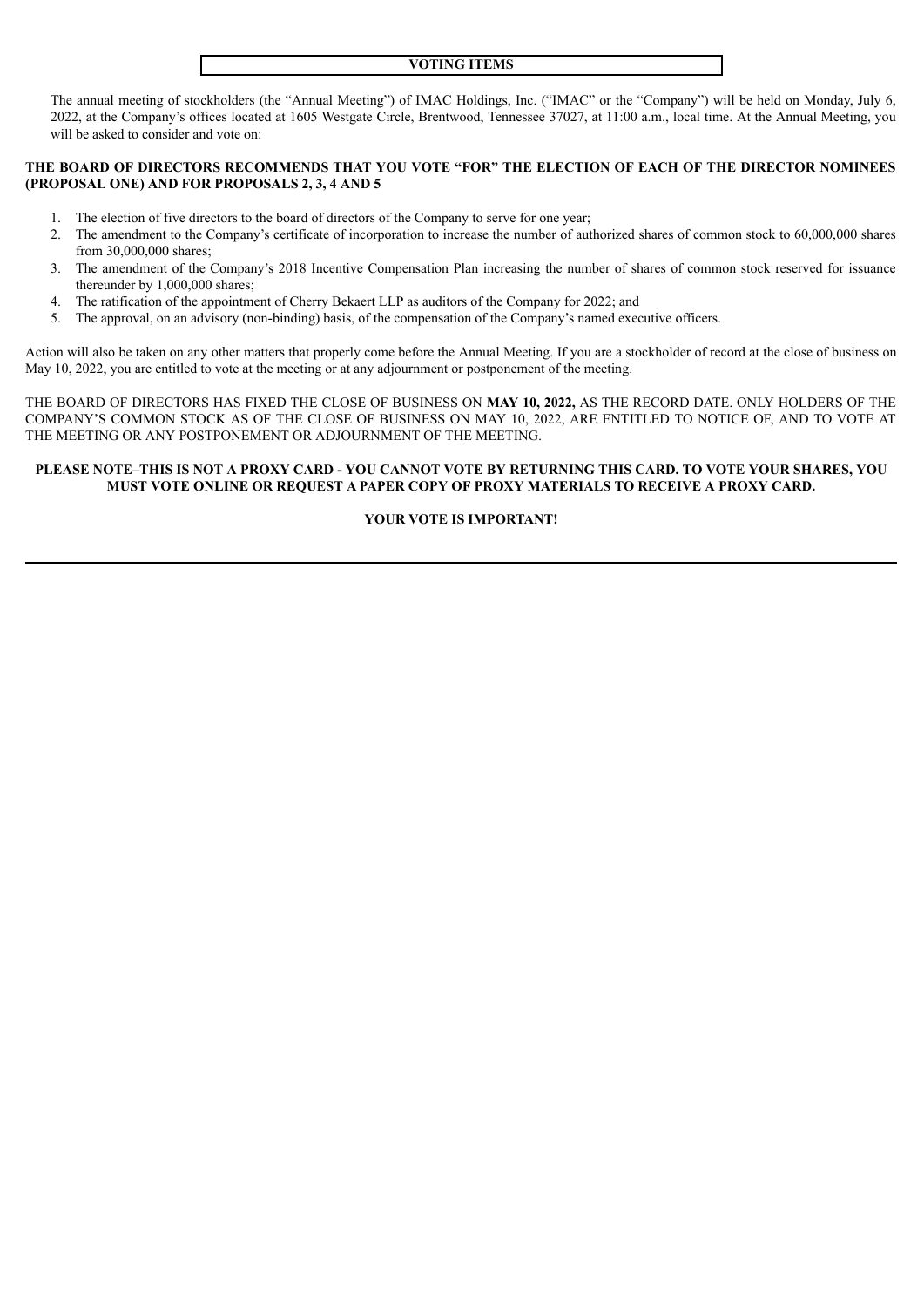## VOTING ITEMS

The annual meeting of stockholders (the "Annual Meeting") of IMAC Holdings, Inc. ("IMAC" or the "Company") will be held on Monday, July 6, 2022, at the Company's offices located at 1605 Westgate Circle, Brentwood, Tennessee 37027, at 11:00 a.m., local time. At the Annual Meeting, you will be asked to consider and vote on:

**THE BOARD OF DIRECTORS RECOMMENDS THAT YOU VOTE "FOR" THE ELECTION OF EACH OF THE DIRECTOR NOMINEES (PROPOSAL ONE) AND FOR PROPOSALS 2, 3, 4 AND 5**

1. The election of five directors to the board of directors of the Company to serve for one year;
2. The amendment to the Company's certificate of incorporation to increase the number of authorized shares of common stock to 60,000,000 shares from 30,000,000 shares;
3. The amendment of the Company's 2018 Incentive Compensation Plan increasing the number of shares of common stock reserved for issuance thereunder by 1,000,000 shares;
4. The ratification of the appointment of Cherry Bekaert LLP as auditors of the Company for 2022; and
5. The approval, on an advisory (non-binding) basis, of the compensation of the Company's named executive officers.

Action will also be taken on any other matters that properly come before the Annual Meeting. If you are a stockholder of record at the close of business on May 10, 2022, you are entitled to vote at the meeting or at any adjournment or postponement of the meeting.

THE BOARD OF DIRECTORS HAS FIXED THE CLOSE OF BUSINESS ON **MAY 10, 2022,** AS THE RECORD DATE. ONLY HOLDERS OF THE COMPANY'S COMMON STOCK AS OF THE CLOSE OF BUSINESS ON MAY 10, 2022, ARE ENTITLED TO NOTICE OF, AND TO VOTE AT THE MEETING OR ANY POSTPONEMENT OR ADJOURNMENT OF THE MEETING.

**PLEASE NOTE–THIS IS NOT A PROXY CARD - YOU CANNOT VOTE BY RETURNING THIS CARD. TO VOTE YOUR SHARES, YOU MUST VOTE ONLINE OR REQUEST A PAPER COPY OF PROXY MATERIALS TO RECEIVE A PROXY CARD.**

**YOUR VOTE IS IMPORTANT!**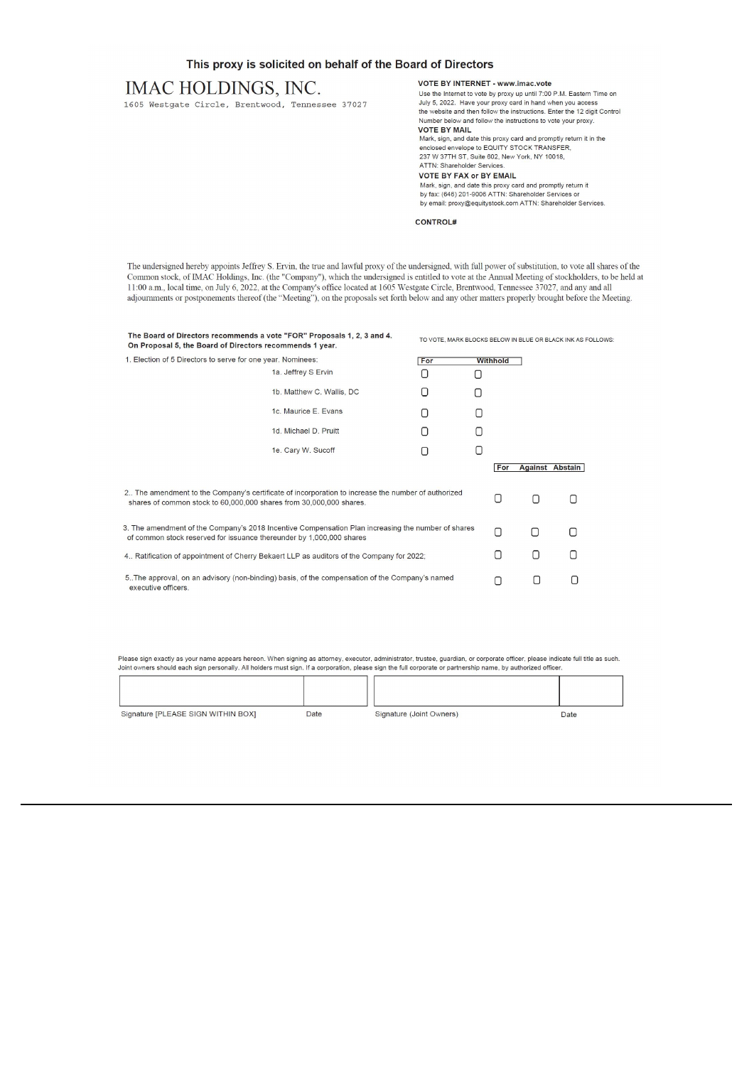**This proxy is solicited on behalf of the Board of Directors**

# IMAC HOLDINGS, INC.

1605 Westgate Circle, Brentwood, Tennessee 37027

**VOTE BY INTERNET - www.imac.vote**
Use the Internet to vote by proxy up until 7:00 P.M. Eastern Time on July 5, 2022. Have your proxy card in hand when you access the website and then follow the instructions. Enter the 12 digit Control Number below and follow the instructions to vote your proxy.

**VOTE BY MAIL**
Mark, sign, and date this proxy card and promptly return it in the enclosed envelope to EQUITY STOCK TRANSFER, 237 W 37TH ST, Suite 602, New York, NY 10018, ATTN: Shareholder Services.

**VOTE BY FAX or BY EMAIL**
Mark, sign, and date this proxy card and promptly return it by fax: (646) 201-9006 ATTN: Shareholder Services or by email: proxy@equitystock.com ATTN: Shareholder Services.

**CONTROL#**

The undersigned hereby appoints Jeffrey S. Ervin, the true and lawful proxy of the undersigned, with full power of substitution, to vote all shares of the Common stock, of IMAC Holdings, Inc. (the "Company"), which the undersigned is entitled to vote at the Annual Meeting of stockholders, to be held at 11:00 a.m., local time, on July 6, 2022, at the Company's office located at 1605 Westgate Circle, Brentwood, Tennessee 37027, and any and all adjournments or postponements thereof (the "Meeting"), on the proposals set forth below and any other matters properly brought before the Meeting.

**The Board of Directors recommends a vote "FOR" Proposals 1, 2, 3 and 4. On Proposal 5, the Board of Directors recommends 1 year.**

TO VOTE, MARK BLOCKS BELOW IN BLUE OR BLACK INK AS FOLLOWS:

1. Election of 5 Directors to serve for one year. Nominees:

| Nominee | For | Withhold |
|---|---|---|
| 1a. Jeffrey S Ervin | ☐ | ☐ |
| 1b. Matthew C. Wallis, DC | ☐ | ☐ |
| 1c. Maurice E. Evans | ☐ | ☐ |
| 1d. Michael D. Pruitt | ☐ | ☐ |
| 1e. Cary W. Sucoff | ☐ | ☐ |

| Proposal | For | Against | Abstain |
|---|---|---|---|
| 2.. The amendment to the Company's certificate of incorporation to increase the number of authorized shares of common stock to 60,000,000 shares from 30,000,000 shares. | ☐ | ☐ | ☐ |
| 3. The amendment of the Company's 2018 Incentive Compensation Plan increasing the number of shares of common stock reserved for issuance thereunder by 1,000,000 shares | ☐ | ☐ | ☐ |
| 4.. Ratification of appointment of Cherry Bekaert LLP as auditors of the Company for 2022; | ☐ | ☐ | ☐ |
| 5..The approval, on an advisory (non-binding) basis, of the compensation of the Company's named executive officers. | ☐ | ☐ | ☐ |

Please sign exactly as your name appears hereon. When signing as attorney, executor, administrator, trustee, guardian, or corporate officer, please indicate full title as such. Joint owners should each sign personally. All holders must sign. If a corporation, please sign the full corporate or partnership name, by authorized officer.

| | | | |
|---|---|---|---|
| | | | |
| Signature [PLEASE SIGN WITHIN BOX] | Date | Signature (Joint Owners) | Date |